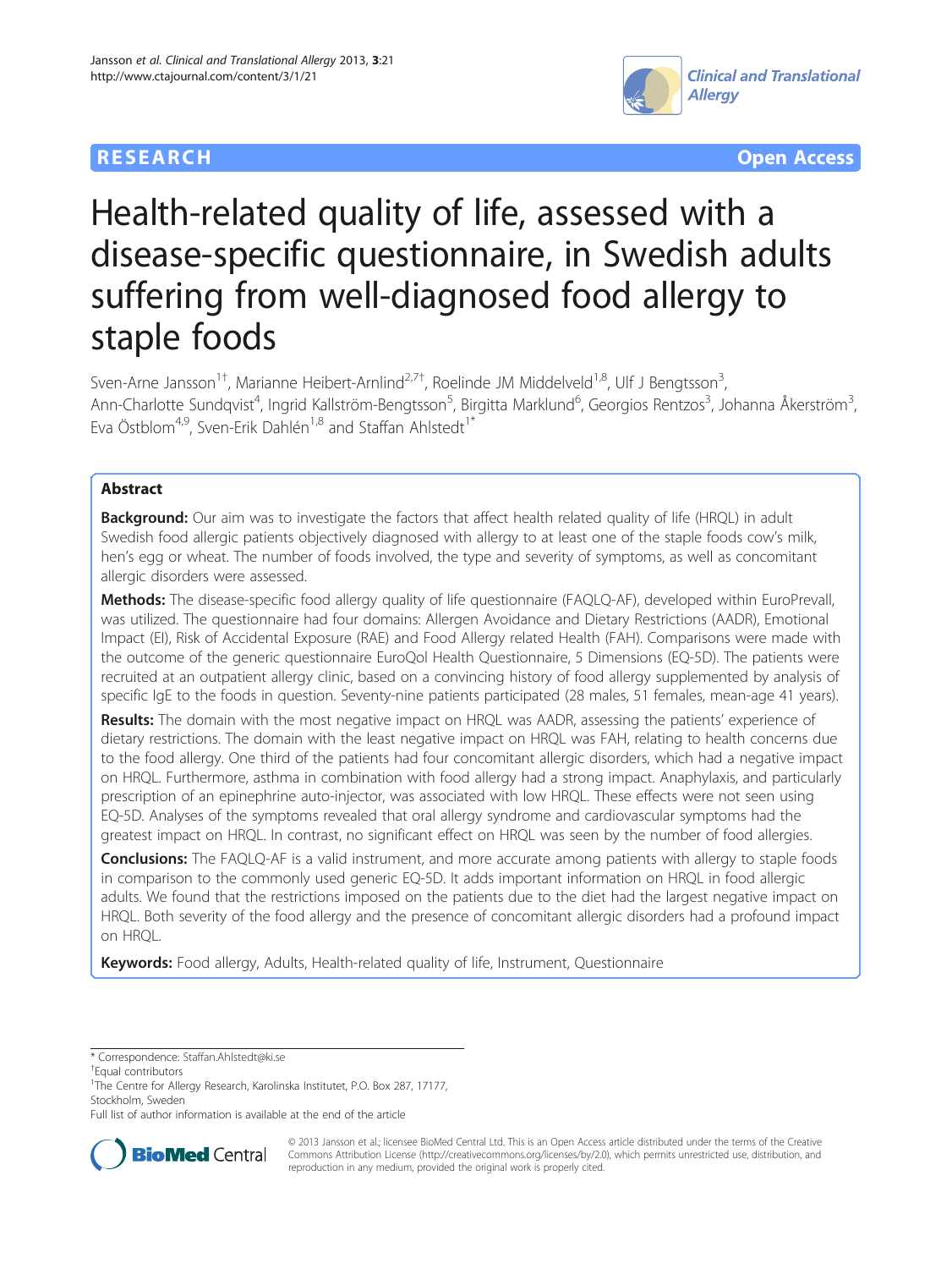RESEARCH Open Access

# Health-related quality of life, assessed with a disease-specific questionnaire, in Swedish adults suffering from well-diagnosed food allergy to staple foods

Sven-Arne Jansson[1†], Marianne Heibert-Arnlind[2,7†], Roelinde JM Middelveld[1,8], Ulf J Bengtsson[3], Ann-Charlotte Sundqvist[4], Ingrid Kallström-Bengtsson[5], Birgitta Marklund[6], Georgios Rentzos[3], Johanna Åkerström[3], Eva Östblom[4,9], Sven-Erik Dahlén[1,8] and Staffan Ahlstedt[1*]

## Abstract

**Background:** Our aim was to investigate the factors that affect health related quality of life (HRQL) in adult Swedish food allergic patients objectively diagnosed with allergy to at least one of the staple foods cow's milk, hen's egg or wheat. The number of foods involved, the type and severity of symptoms, as well as concomitant allergic disorders were assessed.

**Methods:** The disease-specific food allergy quality of life questionnaire (FAQLQ-AF), developed within EuroPrevall, was utilized. The questionnaire had four domains: Allergen Avoidance and Dietary Restrictions (AADR), Emotional Impact (EI), Risk of Accidental Exposure (RAE) and Food Allergy related Health (FAH). Comparisons were made with the outcome of the generic questionnaire EuroQol Health Questionnaire, 5 Dimensions (EQ-5D). The patients were recruited at an outpatient allergy clinic, based on a convincing history of food allergy supplemented by analysis of specific IgE to the foods in question. Seventy-nine patients participated (28 males, 51 females, mean-age 41 years).

**Results:** The domain with the most negative impact on HRQL was AADR, assessing the patients' experience of dietary restrictions. The domain with the least negative impact on HRQL was FAH, relating to health concerns due to the food allergy. One third of the patients had four concomitant allergic disorders, which had a negative impact on HRQL. Furthermore, asthma in combination with food allergy had a strong impact. Anaphylaxis, and particularly prescription of an epinephrine auto-injector, was associated with low HRQL. These effects were not seen using EQ-5D. Analyses of the symptoms revealed that oral allergy syndrome and cardiovascular symptoms had the greatest impact on HRQL. In contrast, no significant effect on HRQL was seen by the number of food allergies.

**Conclusions:** The FAQLQ-AF is a valid instrument, and more accurate among patients with allergy to staple foods in comparison to the commonly used generic EQ-5D. It adds important information on HRQL in food allergic adults. We found that the restrictions imposed on the patients due to the diet had the largest negative impact on HRQL. Both severity of the food allergy and the presence of concomitant allergic disorders had a profound impact on HRQL.

**Keywords:** Food allergy, Adults, Health-related quality of life, Instrument, Questionnaire

---

* Correspondence: Staffan.Ahlstedt@ki.se
†Equal contributors
[1]The Centre for Allergy Research, Karolinska Institutet, P.O. Box 287, 17177, Stockholm, Sweden
Full list of author information is available at the end of the article

© 2013 Jansson et al.; licensee BioMed Central Ltd. This is an Open Access article distributed under the terms of the Creative Commons Attribution License (http://creativecommons.org/licenses/by/2.0), which permits unrestricted use, distribution, and reproduction in any medium, provided the original work is properly cited.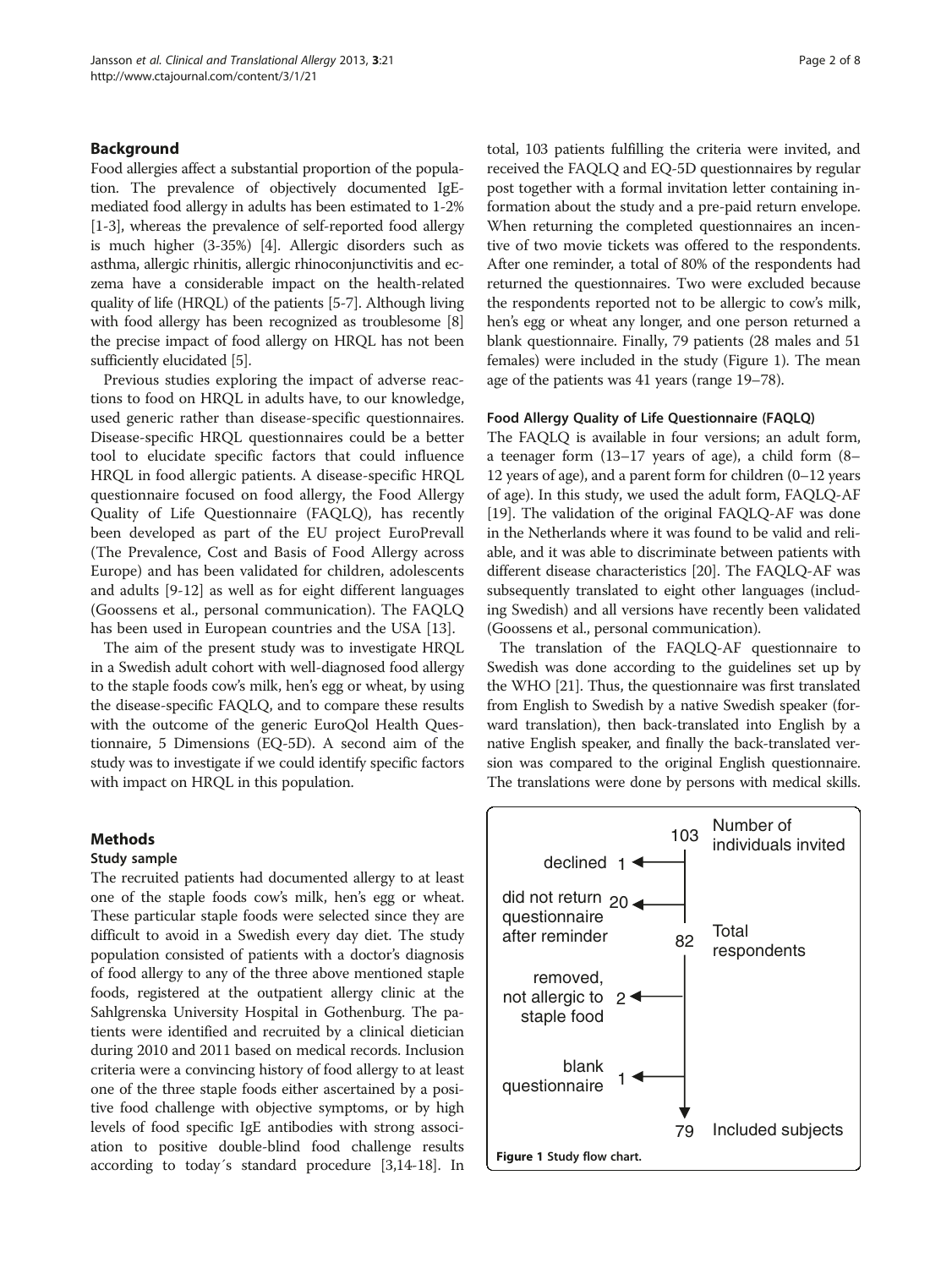## Background

Food allergies affect a substantial proportion of the population. The prevalence of objectively documented IgE-mediated food allergy in adults has been estimated to 1-2% [1-3], whereas the prevalence of self-reported food allergy is much higher (3-35%) [4]. Allergic disorders such as asthma, allergic rhinitis, allergic rhinoconjunctivitis and eczema have a considerable impact on the health-related quality of life (HRQL) of the patients [5-7]. Although living with food allergy has been recognized as troublesome [8] the precise impact of food allergy on HRQL has not been sufficiently elucidated [5].

Previous studies exploring the impact of adverse reactions to food on HRQL in adults have, to our knowledge, used generic rather than disease-specific questionnaires. Disease-specific HRQL questionnaires could be a better tool to elucidate specific factors that could influence HRQL in food allergic patients. A disease-specific HRQL questionnaire focused on food allergy, the Food Allergy Quality of Life Questionnaire (FAQLQ), has recently been developed as part of the EU project EuroPrevall (The Prevalence, Cost and Basis of Food Allergy across Europe) and has been validated for children, adolescents and adults [9-12] as well as for eight different languages (Goossens et al., personal communication). The FAQLQ has been used in European countries and the USA [13].

The aim of the present study was to investigate HRQL in a Swedish adult cohort with well-diagnosed food allergy to the staple foods cow's milk, hen's egg or wheat, by using the disease-specific FAQLQ, and to compare these results with the outcome of the generic EuroQol Health Questionnaire, 5 Dimensions (EQ-5D). A second aim of the study was to investigate if we could identify specific factors with impact on HRQL in this population.

## Methods

### Study sample

The recruited patients had documented allergy to at least one of the staple foods cow's milk, hen's egg or wheat. These particular staple foods were selected since they are difficult to avoid in a Swedish every day diet. The study population consisted of patients with a doctor's diagnosis of food allergy to any of the three above mentioned staple foods, registered at the outpatient allergy clinic at the Sahlgrenska University Hospital in Gothenburg. The patients were identified and recruited by a clinical dietician during 2010 and 2011 based on medical records. Inclusion criteria were a convincing history of food allergy to at least one of the three staple foods either ascertained by a positive food challenge with objective symptoms, or by high levels of food specific IgE antibodies with strong association to positive double-blind food challenge results according to today´s standard procedure [3,14-18]. In total, 103 patients fulfilling the criteria were invited, and received the FAQLQ and EQ-5D questionnaires by regular post together with a formal invitation letter containing information about the study and a pre-paid return envelope. When returning the completed questionnaires an incentive of two movie tickets was offered to the respondents. After one reminder, a total of 80% of the respondents had returned the questionnaires. Two were excluded because the respondents reported not to be allergic to cow's milk, hen's egg or wheat any longer, and one person returned a blank questionnaire. Finally, 79 patients (28 males and 51 females) were included in the study (Figure 1). The mean age of the patients was 41 years (range 19–78).

### Food Allergy Quality of Life Questionnaire (FAQLQ)

The FAQLQ is available in four versions; an adult form, a teenager form (13–17 years of age), a child form (8–12 years of age), and a parent form for children (0–12 years of age). In this study, we used the adult form, FAQLQ-AF [19]. The validation of the original FAQLQ-AF was done in the Netherlands where it was found to be valid and reliable, and it was able to discriminate between patients with different disease characteristics [20]. The FAQLQ-AF was subsequently translated to eight other languages (including Swedish) and all versions have recently been validated (Goossens et al., personal communication).

The translation of the FAQLQ-AF questionnaire to Swedish was done according to the guidelines set up by the WHO [21]. Thus, the questionnaire was first translated from English to Swedish by a native Swedish speaker (forward translation), then back-translated into English by a native English speaker, and finally the back-translated version was compared to the original English questionnaire. The translations were done by persons with medical skills.

103 Number of individuals invited

declined 1

did not return questionnaire after reminder 20

82 Total respondents

removed, not allergic to staple food 2

blank questionnaire 1

79 Included subjects

**Figure 1** Study flow chart.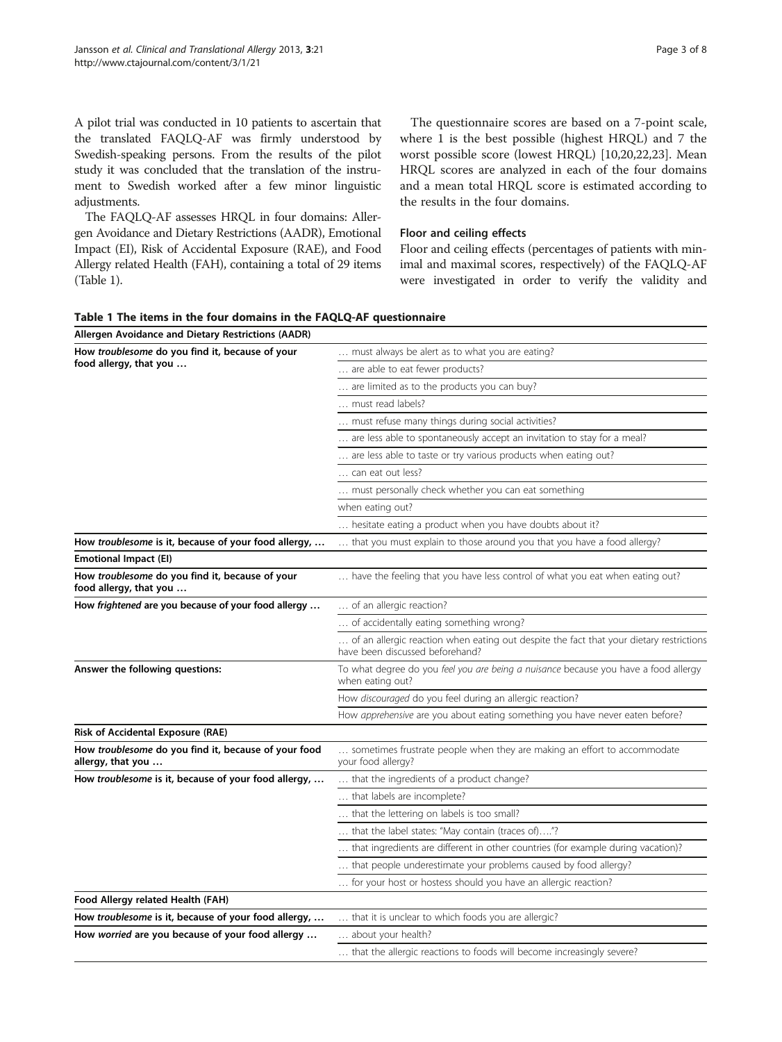A pilot trial was conducted in 10 patients to ascertain that the translated FAQLQ-AF was firmly understood by Swedish-speaking persons. From the results of the pilot study it was concluded that the translation of the instrument to Swedish worked after a few minor linguistic adjustments.

The FAQLQ-AF assesses HRQL in four domains: Allergen Avoidance and Dietary Restrictions (AADR), Emotional Impact (EI), Risk of Accidental Exposure (RAE), and Food Allergy related Health (FAH), containing a total of 29 items (Table 1).

The questionnaire scores are based on a 7-point scale, where 1 is the best possible (highest HRQL) and 7 the worst possible score (lowest HRQL) [10,20,22,23]. Mean HRQL scores are analyzed in each of the four domains and a mean total HRQL score is estimated according to the results in the four domains.

### Floor and ceiling effects

Floor and ceiling effects (percentages of patients with minimal and maximal scores, respectively) of the FAQLQ-AF were investigated in order to verify the validity and

**Table 1 The items in the four domains in the FAQLQ-AF questionnaire**

| | |
|---|---|
| **Allergen Avoidance and Dietary Restrictions (AADR)** | |
| **How *troublesome* do you find it, because of your food allergy, that you …** | … must always be alert as to what you are eating? |
| | … are able to eat fewer products? |
| | … are limited as to the products you can buy? |
| | … must read labels? |
| | … must refuse many things during social activities? |
| | … are less able to spontaneously accept an invitation to stay for a meal? |
| | … are less able to taste or try various products when eating out? |
| | … can eat out less? |
| | … must personally check whether you can eat something |
| | when eating out? |
| | … hesitate eating a product when you have doubts about it? |
| **How *troublesome* is it, because of your food allergy, …** | … that you must explain to those around you that you have a food allergy? |
| **Emotional Impact (EI)** | |
| **How *troublesome* do you find it, because of your food allergy, that you …** | … have the feeling that you have less control of what you eat when eating out? |
| **How *frightened* are you because of your food allergy …** | … of an allergic reaction? |
| | … of accidentally eating something wrong? |
| | … of an allergic reaction when eating out despite the fact that your dietary restrictions have been discussed beforehand? |
| **Answer the following questions:** | To what degree do you *feel you are being a nuisance* because you have a food allergy when eating out? |
| | How *discouraged* do you feel during an allergic reaction? |
| | How *apprehensive* are you about eating something you have never eaten before? |
| **Risk of Accidental Exposure (RAE)** | |
| **How *troublesome* do you find it, because of your food allergy, that you …** | … sometimes frustrate people when they are making an effort to accommodate your food allergy? |
| **How *troublesome* is it, because of your food allergy, …** | … that the ingredients of a product change? |
| | … that labels are incomplete? |
| | … that the lettering on labels is too small? |
| | … that the label states: "May contain (traces of)…."? |
| | … that ingredients are different in other countries (for example during vacation)? |
| | … that people underestimate your problems caused by food allergy? |
| | … for your host or hostess should you have an allergic reaction? |
| **Food Allergy related Health (FAH)** | |
| **How *troublesome* is it, because of your food allergy, …** | … that it is unclear to which foods you are allergic? |
| **How *worried* are you because of your food allergy …** | … about your health? |
| | … that the allergic reactions to foods will become increasingly severe? |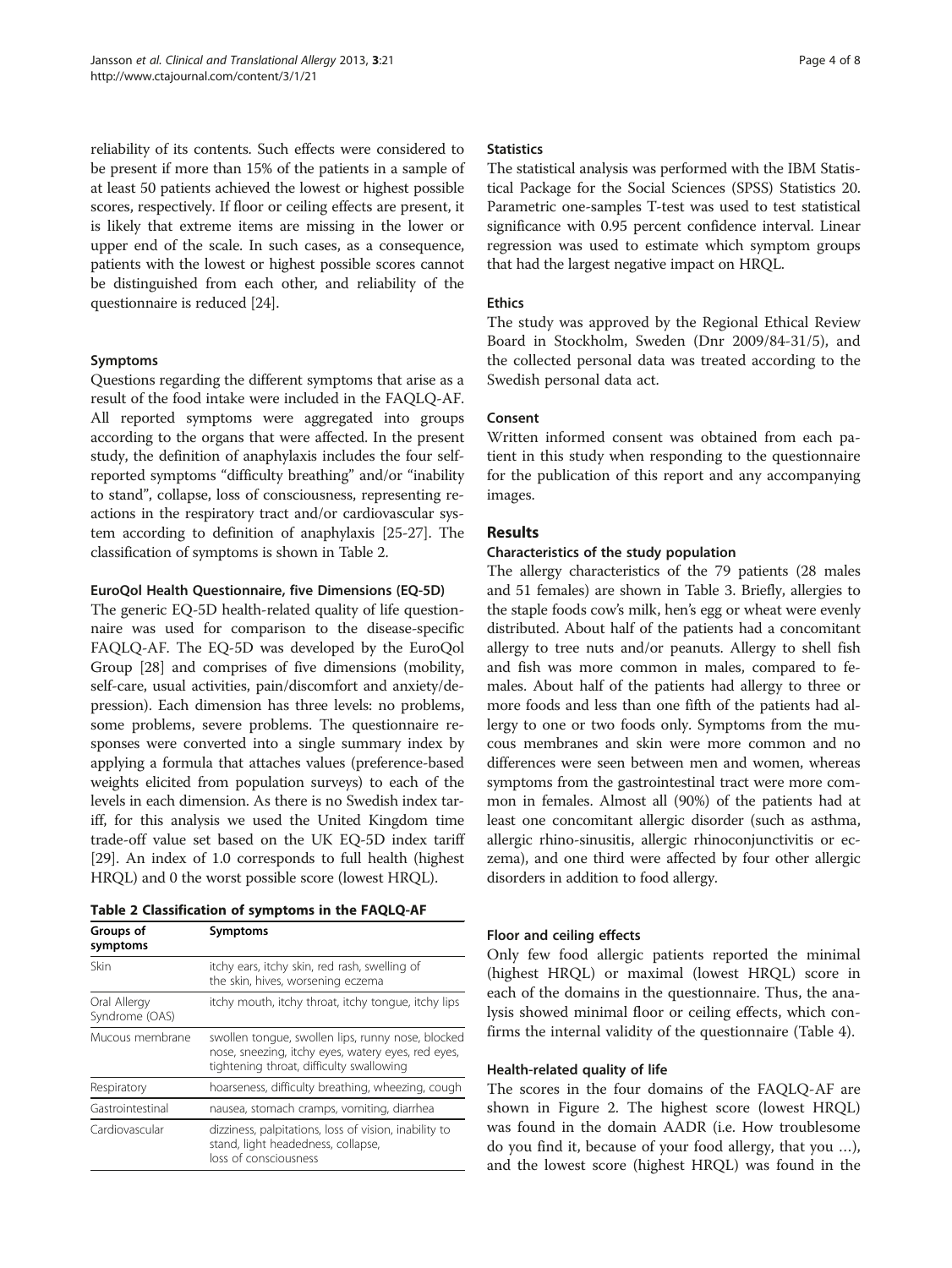reliability of its contents. Such effects were considered to be present if more than 15% of the patients in a sample of at least 50 patients achieved the lowest or highest possible scores, respectively. If floor or ceiling effects are present, it is likely that extreme items are missing in the lower or upper end of the scale. In such cases, as a consequence, patients with the lowest or highest possible scores cannot be distinguished from each other, and reliability of the questionnaire is reduced [24].

### Symptoms

Questions regarding the different symptoms that arise as a result of the food intake were included in the FAQLQ-AF. All reported symptoms were aggregated into groups according to the organs that were affected. In the present study, the definition of anaphylaxis includes the four self-reported symptoms "difficulty breathing" and/or "inability to stand", collapse, loss of consciousness, representing reactions in the respiratory tract and/or cardiovascular system according to definition of anaphylaxis [25-27]. The classification of symptoms is shown in Table 2.

#### EuroQol Health Questionnaire, five Dimensions (EQ-5D)

The generic EQ-5D health-related quality of life questionnaire was used for comparison to the disease-specific FAQLQ-AF. The EQ-5D was developed by the EuroQol Group [28] and comprises of five dimensions (mobility, self-care, usual activities, pain/discomfort and anxiety/depression). Each dimension has three levels: no problems, some problems, severe problems. The questionnaire responses were converted into a single summary index by applying a formula that attaches values (preference-based weights elicited from population surveys) to each of the levels in each dimension. As there is no Swedish index tariff, for this analysis we used the United Kingdom time trade-off value set based on the UK EQ-5D index tariff [29]. An index of 1.0 corresponds to full health (highest HRQL) and 0 the worst possible score (lowest HRQL).

**Table 2 Classification of symptoms in the FAQLQ-AF**

| Groups of symptoms | Symptoms |
|---|---|
| Skin | itchy ears, itchy skin, red rash, swelling of the skin, hives, worsening eczema |
| Oral Allergy Syndrome (OAS) | itchy mouth, itchy throat, itchy tongue, itchy lips |
| Mucous membrane | swollen tongue, swollen lips, runny nose, blocked nose, sneezing, itchy eyes, watery eyes, red eyes, tightening throat, difficulty swallowing |
| Respiratory | hoarseness, difficulty breathing, wheezing, cough |
| Gastrointestinal | nausea, stomach cramps, vomiting, diarrhea |
| Cardiovascular | dizziness, palpitations, loss of vision, inability to stand, light headedness, collapse, loss of consciousness |

### Statistics

The statistical analysis was performed with the IBM Statistical Package for the Social Sciences (SPSS) Statistics 20. Parametric one-samples T-test was used to test statistical significance with 0.95 percent confidence interval. Linear regression was used to estimate which symptom groups that had the largest negative impact on HRQL.

### Ethics

The study was approved by the Regional Ethical Review Board in Stockholm, Sweden (Dnr 2009/84-31/5), and the collected personal data was treated according to the Swedish personal data act.

### Consent

Written informed consent was obtained from each patient in this study when responding to the questionnaire for the publication of this report and any accompanying images.

## Results

### Characteristics of the study population

The allergy characteristics of the 79 patients (28 males and 51 females) are shown in Table 3. Briefly, allergies to the staple foods cow's milk, hen's egg or wheat were evenly distributed. About half of the patients had a concomitant allergy to tree nuts and/or peanuts. Allergy to shell fish and fish was more common in males, compared to females. About half of the patients had allergy to three or more foods and less than one fifth of the patients had allergy to one or two foods only. Symptoms from the mucous membranes and skin were more common and no differences were seen between men and women, whereas symptoms from the gastrointestinal tract were more common in females. Almost all (90%) of the patients had at least one concomitant allergic disorder (such as asthma, allergic rhino-sinusitis, allergic rhinoconjunctivitis or eczema), and one third were affected by four other allergic disorders in addition to food allergy.

### Floor and ceiling effects

Only few food allergic patients reported the minimal (highest HRQL) or maximal (lowest HRQL) score in each of the domains in the questionnaire. Thus, the analysis showed minimal floor or ceiling effects, which confirms the internal validity of the questionnaire (Table 4).

### Health-related quality of life

The scores in the four domains of the FAQLQ-AF are shown in Figure 2. The highest score (lowest HRQL) was found in the domain AADR (i.e. How troublesome do you find it, because of your food allergy, that you …), and the lowest score (highest HRQL) was found in the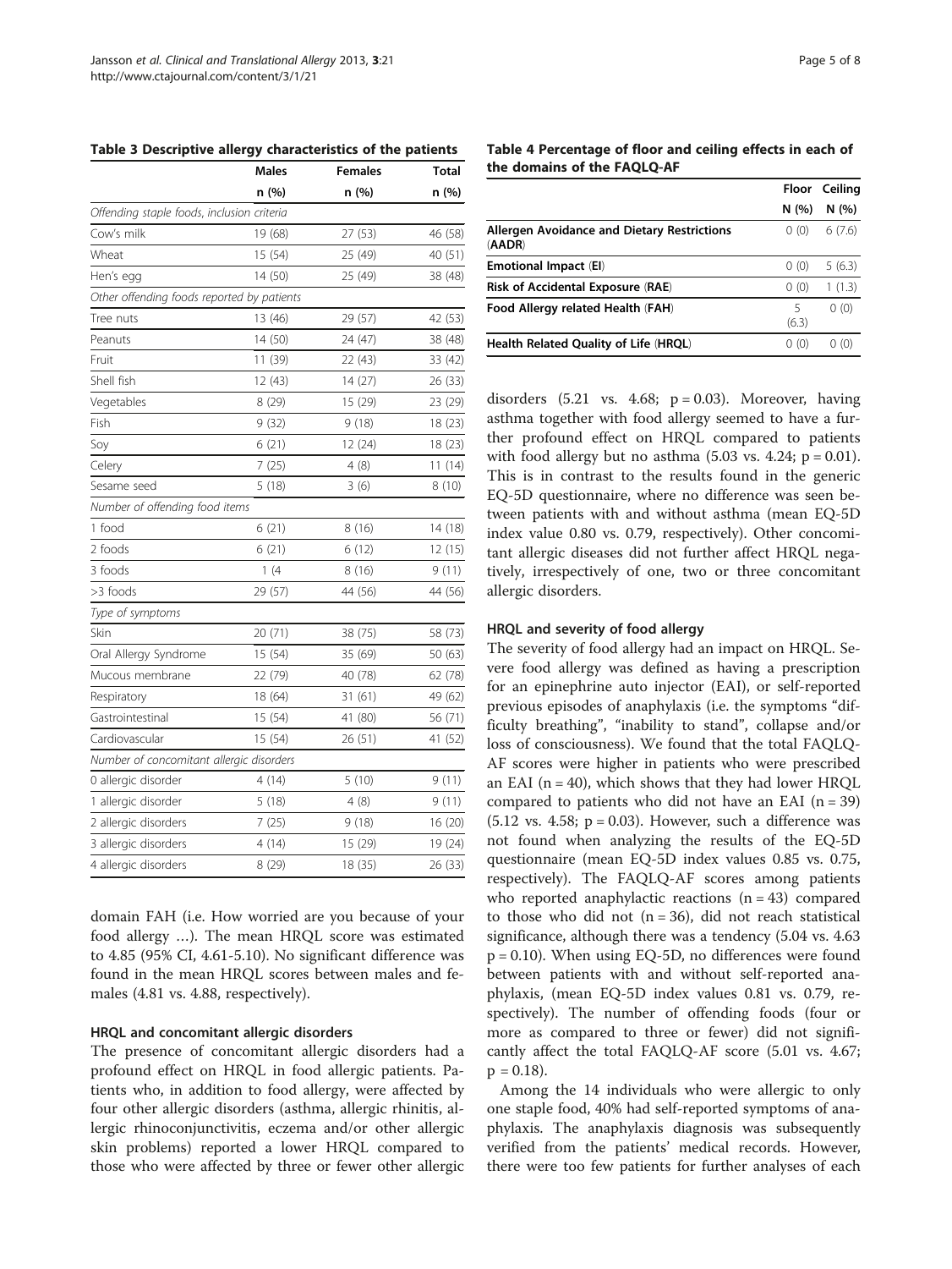**Table 3 Descriptive allergy characteristics of the patients**

| | Males | Females | Total |
|---|---|---|---|
| | n (%) | n (%) | n (%) |
| *Offending staple foods, inclusion criteria* | | | |
| Cow's milk | 19 (68) | 27 (53) | 46 (58) |
| Wheat | 15 (54) | 25 (49) | 40 (51) |
| Hen's egg | 14 (50) | 25 (49) | 38 (48) |
| *Other offending foods reported by patients* | | | |
| Tree nuts | 13 (46) | 29 (57) | 42 (53) |
| Peanuts | 14 (50) | 24 (47) | 38 (48) |
| Fruit | 11 (39) | 22 (43) | 33 (42) |
| Shell fish | 12 (43) | 14 (27) | 26 (33) |
| Vegetables | 8 (29) | 15 (29) | 23 (29) |
| Fish | 9 (32) | 9 (18) | 18 (23) |
| Soy | 6 (21) | 12 (24) | 18 (23) |
| Celery | 7 (25) | 4 (8) | 11 (14) |
| Sesame seed | 5 (18) | 3 (6) | 8 (10) |
| *Number of offending food items* | | | |
| 1 food | 6 (21) | 8 (16) | 14 (18) |
| 2 foods | 6 (21) | 6 (12) | 12 (15) |
| 3 foods | 1 (4 | 8 (16) | 9 (11) |
| >3 foods | 29 (57) | 44 (56) | 44 (56) |
| *Type of symptoms* | | | |
| Skin | 20 (71) | 38 (75) | 58 (73) |
| Oral Allergy Syndrome | 15 (54) | 35 (69) | 50 (63) |
| Mucous membrane | 22 (79) | 40 (78) | 62 (78) |
| Respiratory | 18 (64) | 31 (61) | 49 (62) |
| Gastrointestinal | 15 (54) | 41 (80) | 56 (71) |
| Cardiovascular | 15 (54) | 26 (51) | 41 (52) |
| *Number of concomitant allergic disorders* | | | |
| 0 allergic disorder | 4 (14) | 5 (10) | 9 (11) |
| 1 allergic disorder | 5 (18) | 4 (8) | 9 (11) |
| 2 allergic disorders | 7 (25) | 9 (18) | 16 (20) |
| 3 allergic disorders | 4 (14) | 15 (29) | 19 (24) |
| 4 allergic disorders | 8 (29) | 18 (35) | 26 (33) |

domain FAH (i.e. How worried are you because of your food allergy …). The mean HRQL score was estimated to 4.85 (95% CI, 4.61-5.10). No significant difference was found in the mean HRQL scores between males and females (4.81 vs. 4.88, respectively).

### HRQL and concomitant allergic disorders

The presence of concomitant allergic disorders had a profound effect on HRQL in food allergic patients. Patients who, in addition to food allergy, were affected by four other allergic disorders (asthma, allergic rhinitis, allergic rhinoconjunctivitis, eczema and/or other allergic skin problems) reported a lower HRQL compared to those who were affected by three or fewer other allergic disorders (5.21 vs. 4.68; p = 0.03). Moreover, having asthma together with food allergy seemed to have a further profound effect on HRQL compared to patients with food allergy but no asthma (5.03 vs. 4.24; p = 0.01). This is in contrast to the results found in the generic EQ-5D questionnaire, where no difference was seen between patients with and without asthma (mean EQ-5D index value 0.80 vs. 0.79, respectively). Other concomitant allergic diseases did not further affect HRQL negatively, irrespectively of one, two or three concomitant allergic disorders.

**Table 4 Percentage of floor and ceiling effects in each of the domains of the FAQLQ-AF**

| | Floor | Ceiling |
|---|---|---|
| | N (%) | N (%) |
| **Allergen Avoidance and Dietary Restrictions (AADR)** | 0 (0) | 6 (7.6) |
| **Emotional Impact (EI)** | 0 (0) | 5 (6.3) |
| **Risk of Accidental Exposure (RAE)** | 0 (0) | 1 (1.3) |
| **Food Allergy related Health (FAH)** | 5 (6.3) | 0 (0) |
| **Health Related Quality of Life (HRQL)** | 0 (0) | 0 (0) |

### HRQL and severity of food allergy

The severity of food allergy had an impact on HRQL. Severe food allergy was defined as having a prescription for an epinephrine auto injector (EAI), or self-reported previous episodes of anaphylaxis (i.e. the symptoms "difficulty breathing", "inability to stand", collapse and/or loss of consciousness). We found that the total FAQLQ-AF scores were higher in patients who were prescribed an EAI (n = 40), which shows that they had lower HRQL compared to patients who did not have an EAI (n = 39) (5.12 vs. 4.58; p = 0.03). However, such a difference was not found when analyzing the results of the EQ-5D questionnaire (mean EQ-5D index values 0.85 vs. 0.75, respectively). The FAQLQ-AF scores among patients who reported anaphylactic reactions (n = 43) compared to those who did not (n = 36), did not reach statistical significance, although there was a tendency (5.04 vs. 4.63 p = 0.10). When using EQ-5D, no differences were found between patients with and without self-reported anaphylaxis, (mean EQ-5D index values 0.81 vs. 0.79, respectively). The number of offending foods (four or more as compared to three or fewer) did not significantly affect the total FAQLQ-AF score (5.01 vs. 4.67; p = 0.18).

Among the 14 individuals who were allergic to only one staple food, 40% had self-reported symptoms of anaphylaxis. The anaphylaxis diagnosis was subsequently verified from the patients' medical records. However, there were too few patients for further analyses of each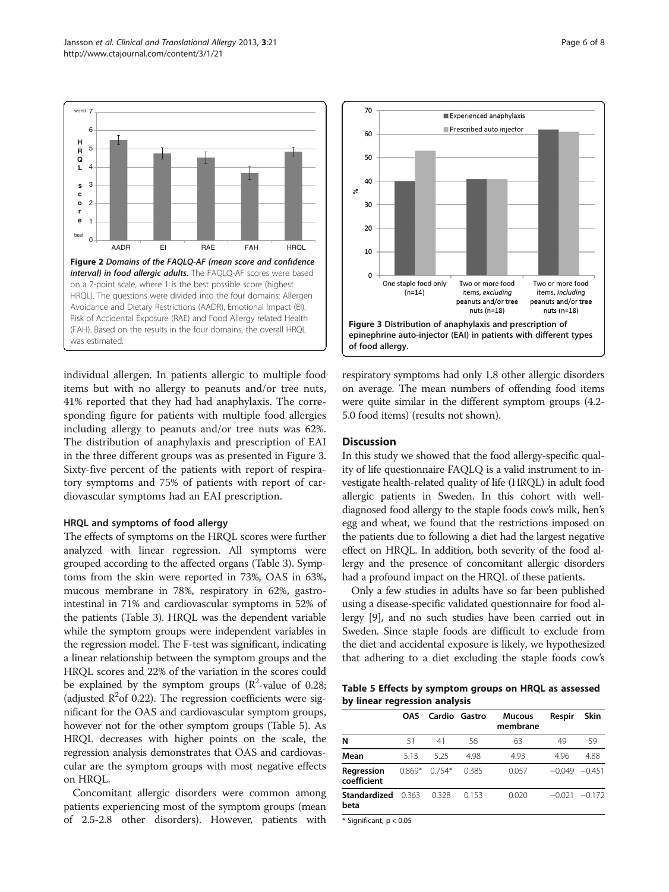Figure 2 *Domains of the FAQLQ-AF (mean score and confidence interval) in food allergic adults.* The FAQLQ-AF scores were based on a 7-point scale, where 1 is the best possible score (highest HRQL). The questions were divided into the four domains: Allergen Avoidance and Dietary Restrictions (AADR), Emotional Impact (EI), Risk of Accidental Exposure (RAE) and Food Allergy related Health (FAH). Based on the results in the four domains, the overall HRQL was estimated.

Figure 3 **Distribution of anaphylaxis and prescription of epinephrine auto-injector (EAI) in patients with different types of food allergy.**

individual allergen. In patients allergic to multiple food items but with no allergy to peanuts and/or tree nuts, 41% reported that they had had anaphylaxis. The corresponding figure for patients with multiple food allergies including allergy to peanuts and/or tree nuts was 62%. The distribution of anaphylaxis and prescription of EAI in the three different groups was as presented in Figure 3. Sixty-five percent of the patients with report of respiratory symptoms and 75% of patients with report of cardiovascular symptoms had an EAI prescription.

### HRQL and symptoms of food allergy

The effects of symptoms on the HRQL scores were further analyzed with linear regression. All symptoms were grouped according to the affected organs (Table 3). Symptoms from the skin were reported in 73%, OAS in 63%, mucous membrane in 78%, respiratory in 62%, gastrointestinal in 71% and cardiovascular symptoms in 52% of the patients (Table 3). HRQL was the dependent variable while the symptom groups were independent variables in the regression model. The F-test was significant, indicating a linear relationship between the symptom groups and the HRQL scores and 22% of the variation in the scores could be explained by the symptom groups ($R^2$-value of 0.28; (adjusted $R^2$of 0.22). The regression coefficients were significant for the OAS and cardiovascular symptom groups, however not for the other symptom groups (Table 5). As HRQL decreases with higher points on the scale, the regression analysis demonstrates that OAS and cardiovascular are the symptom groups with most negative effects on HRQL.

Concomitant allergic disorders were common among patients experiencing most of the symptom groups (mean of 2.5-2.8 other disorders). However, patients with respiratory symptoms had only 1.8 other allergic disorders on average. The mean numbers of offending food items were quite similar in the different symptom groups (4.2-5.0 food items) (results not shown).

## Discussion

In this study we showed that the food allergy-specific quality of life questionnaire FAQLQ is a valid instrument to investigate health-related quality of life (HRQL) in adult food allergic patients in Sweden. In this cohort with well-diagnosed food allergy to the staple foods cow's milk, hen's egg and wheat, we found that the restrictions imposed on the patients due to following a diet had the largest negative effect on HRQL. In addition, both severity of the food allergy and the presence of concomitant allergic disorders had a profound impact on the HRQL of these patients.

Only a few studies in adults have so far been published using a disease-specific validated questionnaire for food allergy [9], and no such studies have been carried out in Sweden. Since staple foods are difficult to exclude from the diet and accidental exposure is likely, we hypothesized that adhering to a diet excluding the staple foods cow's

**Table 5 Effects by symptom groups on HRQL as assessed by linear regression analysis**

| | OAS | Cardio | Gastro | Mucous membrane | Respir | Skin |
|---|---|---|---|---|---|---|
| **N** | 51 | 41 | 56 | 63 | 49 | 59 |
| **Mean** | 5.13 | 5.25 | 4.98 | 4.93 | 4.96 | 4.88 |
| **Regression coefficient** | 0.869* | 0.754* | 0.385 | 0.057 | −0.049 | −0.451 |
| **Standardized beta** | 0.363 | 0.328 | 0.153 | 0.020 | −0.021 | −0.172 |

\* Significant, $p < 0.05$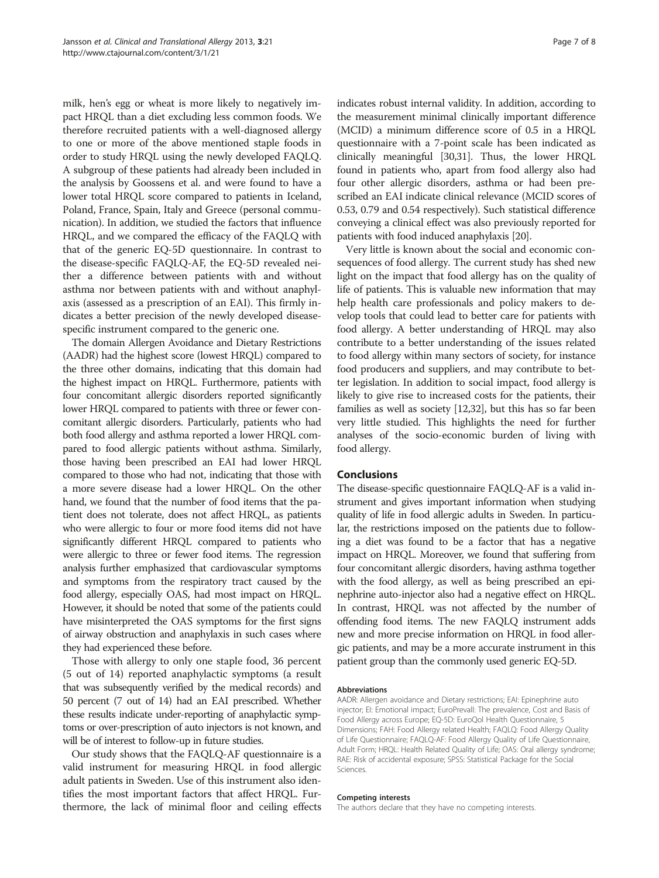milk, hen's egg or wheat is more likely to negatively impact HRQL than a diet excluding less common foods. We therefore recruited patients with a well-diagnosed allergy to one or more of the above mentioned staple foods in order to study HRQL using the newly developed FAQLQ. A subgroup of these patients had already been included in the analysis by Goossens et al. and were found to have a lower total HRQL score compared to patients in Iceland, Poland, France, Spain, Italy and Greece (personal communication). In addition, we studied the factors that influence HRQL, and we compared the efficacy of the FAQLQ with that of the generic EQ-5D questionnaire. In contrast to the disease-specific FAQLQ-AF, the EQ-5D revealed neither a difference between patients with and without asthma nor between patients with and without anaphylaxis (assessed as a prescription of an EAI). This firmly indicates a better precision of the newly developed disease-specific instrument compared to the generic one.

The domain Allergen Avoidance and Dietary Restrictions (AADR) had the highest score (lowest HRQL) compared to the three other domains, indicating that this domain had the highest impact on HRQL. Furthermore, patients with four concomitant allergic disorders reported significantly lower HRQL compared to patients with three or fewer concomitant allergic disorders. Particularly, patients who had both food allergy and asthma reported a lower HRQL compared to food allergic patients without asthma. Similarly, those having been prescribed an EAI had lower HRQL compared to those who had not, indicating that those with a more severe disease had a lower HRQL. On the other hand, we found that the number of food items that the patient does not tolerate, does not affect HRQL, as patients who were allergic to four or more food items did not have significantly different HRQL compared to patients who were allergic to three or fewer food items. The regression analysis further emphasized that cardiovascular symptoms and symptoms from the respiratory tract caused by the food allergy, especially OAS, had most impact on HRQL. However, it should be noted that some of the patients could have misinterpreted the OAS symptoms for the first signs of airway obstruction and anaphylaxis in such cases where they had experienced these before.

Those with allergy to only one staple food, 36 percent (5 out of 14) reported anaphylactic symptoms (a result that was subsequently verified by the medical records) and 50 percent (7 out of 14) had an EAI prescribed. Whether these results indicate under-reporting of anaphylactic symptoms or over-prescription of auto injectors is not known, and will be of interest to follow-up in future studies.

Our study shows that the FAQLQ-AF questionnaire is a valid instrument for measuring HRQL in food allergic adult patients in Sweden. Use of this instrument also identifies the most important factors that affect HRQL. Furthermore, the lack of minimal floor and ceiling effects indicates robust internal validity. In addition, according to the measurement minimal clinically important difference (MCID) a minimum difference score of 0.5 in a HRQL questionnaire with a 7-point scale has been indicated as clinically meaningful [30,31]. Thus, the lower HRQL found in patients who, apart from food allergy also had four other allergic disorders, asthma or had been prescribed an EAI indicate clinical relevance (MCID scores of 0.53, 0.79 and 0.54 respectively). Such statistical difference conveying a clinical effect was also previously reported for patients with food induced anaphylaxis [20].

Very little is known about the social and economic consequences of food allergy. The current study has shed new light on the impact that food allergy has on the quality of life of patients. This is valuable new information that may help health care professionals and policy makers to develop tools that could lead to better care for patients with food allergy. A better understanding of HRQL may also contribute to a better understanding of the issues related to food allergy within many sectors of society, for instance food producers and suppliers, and may contribute to better legislation. In addition to social impact, food allergy is likely to give rise to increased costs for the patients, their families as well as society [12,32], but this has so far been very little studied. This highlights the need for further analyses of the socio-economic burden of living with food allergy.

## Conclusions

The disease-specific questionnaire FAQLQ-AF is a valid instrument and gives important information when studying quality of life in food allergic adults in Sweden. In particular, the restrictions imposed on the patients due to following a diet was found to be a factor that has a negative impact on HRQL. Moreover, we found that suffering from four concomitant allergic disorders, having asthma together with the food allergy, as well as being prescribed an epinephrine auto-injector also had a negative effect on HRQL. In contrast, HRQL was not affected by the number of offending food items. The new FAQLQ instrument adds new and more precise information on HRQL in food allergic patients, and may be a more accurate instrument in this patient group than the commonly used generic EQ-5D.

#### Abbreviations

AADR: Allergen avoidance and Dietary restrictions; EAI: Epinephrine auto injector; EI: Emotional impact; EuroPrevall: The prevalence, Cost and Basis of Food Allergy across Europe; EQ-5D: EuroQol Health Questionnaire, 5 Dimensions; FAH: Food Allergy related Health; FAQLQ: Food Allergy Quality of Life Questionnaire; FAQLQ-AF: Food Allergy Quality of Life Questionnaire, Adult Form; HRQL: Health Related Quality of Life; OAS: Oral allergy syndrome; RAE: Risk of accidental exposure; SPSS: Statistical Package for the Social Sciences.

#### Competing interests

The authors declare that they have no competing interests.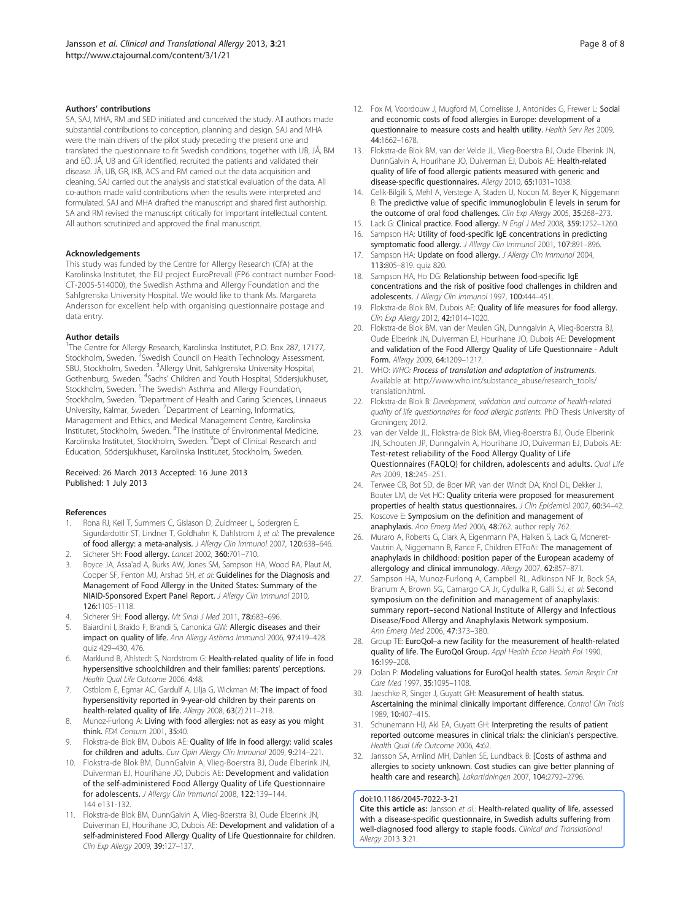### Authors' contributions

SA, SAJ, MHA, RM and SED initiated and conceived the study. All authors made substantial contributions to conception, planning and design. SAJ and MHA were the main drivers of the pilot study preceding the present one and translated the questionnaire to fit Swedish conditions, together with UB, JÅ, BM and EÖ. JÅ, UB and GR identified, recruited the patients and validated their disease. JÅ, UB, GR, IKB, ACS and RM carried out the data acquisition and cleaning. SAJ carried out the analysis and statistical evaluation of the data. All co-authors made valid contributions when the results were interpreted and formulated. SAJ and MHA drafted the manuscript and shared first authorship. SA and RM revised the manuscript critically for important intellectual content. All authors scrutinized and approved the final manuscript.

### Acknowledgements

This study was funded by the Centre for Allergy Research (CfA) at the Karolinska Institutet, the EU project EuroPrevall (FP6 contract number Food-CT-2005-514000), the Swedish Asthma and Allergy Foundation and the Sahlgrenska University Hospital. We would like to thank Ms. Margareta Andersson for excellent help with organising questionnaire postage and data entry.

### Author details

[1]The Centre for Allergy Research, Karolinska Institutet, P.O. Box 287, 17177, Stockholm, Sweden. [2]Swedish Council on Health Technology Assessment, SBU, Stockholm, Sweden. [3]Allergy Unit, Sahlgrenska University Hospital, Gothenburg, Sweden. [4]Sachs' Children and Youth Hospital, Södersjukhuset, Stockholm, Sweden. [5]The Swedish Asthma and Allergy Foundation, Stockholm, Sweden. [6]Department of Health and Caring Sciences, Linnaeus University, Kalmar, Sweden. [7]Department of Learning, Informatics, Management and Ethics, and Medical Management Centre, Karolinska Institutet, Stockholm, Sweden. [8]The Institute of Environmental Medicine, Karolinska Institutet, Stockholm, Sweden. [9]Dept of Clinical Research and Education, Södersjukhuset, Karolinska Institutet, Stockholm, Sweden.

Received: 26 March 2013 Accepted: 16 June 2013
Published: 1 July 2013

### References

1. Rona RJ, Keil T, Summers C, Gislason D, Zuidmeer L, Sodergren E, Sigurdardottir ST, Lindner T, Goldhahn K, Dahlstrom J, *et al*: **The prevalence of food allergy: a meta-analysis.** *J Allergy Clin Immunol* 2007, **120:**638–646.
2. Sicherer SH: **Food allergy.** *Lancet* 2002, **360:**701–710.
3. Boyce JA, Assa'ad A, Burks AW, Jones SM, Sampson HA, Wood RA, Plaut M, Cooper SF, Fenton MJ, Arshad SH, *et al*: **Guidelines for the Diagnosis and Management of Food Allergy in the United States: Summary of the NIAID-Sponsored Expert Panel Report.** *J Allergy Clin Immunol* 2010, **126:**1105–1118.
4. Sicherer SH: **Food allergy.** *Mt Sinai J Med* 2011, **78:**683–696.
5. Baiardini I, Braido F, Brandi S, Canonica GW: **Allergic diseases and their impact on quality of life.** *Ann Allergy Asthma Immunol* 2006, **97:**419–428. quiz 429–430, 476.
6. Marklund B, Ahlstedt S, Nordstrom G: **Health-related quality of life in food hypersensitive schoolchildren and their families: parents' perceptions.** *Health Qual Life Outcome* 2006, **4:**48.
7. Ostblom E, Egmar AC, Gardulf A, Lilja G, Wickman M: **The impact of food hypersensitivity reported in 9-year-old children by their parents on health-related quality of life.** *Allergy* 2008, **63**(2):211–218.
8. Munoz-Furlong A: **Living with food allergies: not as easy as you might think.** *FDA Consum* 2001, **35:**40.
9. Flokstra-de Blok BM, Dubois AE: **Quality of life in food allergy: valid scales for children and adults.** *Curr Opin Allergy Clin Immunol* 2009, **9:**214–221.
10. Flokstra-de Blok BM, DunnGalvin A, Vlieg-Boerstra BJ, Oude Elberink JN, Duiverman EJ, Hourihane JO, Dubois AE: **Development and validation of the self-administered Food Allergy Quality of Life Questionnaire for adolescents.** *J Allergy Clin Immunol* 2008, **122:**139–144. 144 e131-132.
11. Flokstra-de Blok BM, DunnGalvin A, Vlieg-Boerstra BJ, Oude Elberink JN, Duiverman EJ, Hourihane JO, Dubois AE: **Development and validation of a self-administered Food Allergy Quality of Life Questionnaire for children.** *Clin Exp Allergy* 2009, **39:**127–137.
12. Fox M, Voordouw J, Mugford M, Cornelisse J, Antonides G, Frewer L: **Social and economic costs of food allergies in Europe: development of a questionnaire to measure costs and health utility.** *Health Serv Res* 2009, **44:**1662–1678.
13. Flokstra-de Blok BM, van der Velde JL, Vlieg-Boerstra BJ, Oude Elberink JN, DunnGalvin A, Hourihane JO, Duiverman EJ, Dubois AE: **Health-related quality of life of food allergic patients measured with generic and disease-specific questionnaires.** *Allergy* 2010, **65:**1031–1038.
14. Celik-Bilgili S, Mehl A, Verstege A, Staden U, Nocon M, Beyer K, Niggemann B: **The predictive value of specific immunoglobulin E levels in serum for the outcome of oral food challenges.** *Clin Exp Allergy* 2005, **35:**268–273.
15. Lack G: **Clinical practice. Food allergy.** *N Engl J Med* 2008, **359:**1252–1260.
16. Sampson HA: **Utility of food-specific IgE concentrations in predicting symptomatic food allergy.** *J Allergy Clin Immunol* 2001, **107:**891–896.
17. Sampson HA: **Update on food allergy.** *J Allergy Clin Immunol* 2004, **113:**805–819. quiz 820.
18. Sampson HA, Ho DG: **Relationship between food-specific IgE concentrations and the risk of positive food challenges in children and adolescents.** *J Allergy Clin Immunol* 1997, **100:**444–451.
19. Flokstra-de Blok BM, Dubois AE: **Quality of life measures for food allergy.** *Clin Exp Allergy* 2012, **42:**1014–1020.
20. Flokstra-de Blok BM, van der Meulen GN, DunnGalvin A, Vlieg-Boerstra BJ, Oude Elberink JN, Duiverman EJ, Hourihane JO, Dubois AE: **Development and validation of the Food Allergy Quality of Life Questionnaire - Adult Form.** *Allergy* 2009, **64:**1209–1217.
21. WHO: *WHO: Process of translation and adaptation of instruments.* Available at: http://www.who.int/substance_abuse/research_tools/translation.html.
22. Flokstra-de Blok B: *Development, validation and outcome of health-related quality of life questionnaires for food allergic patients.* PhD Thesis University of Groningen; 2012.
23. van der Velde JL, Flokstra-de Blok BM, Vlieg-Boerstra BJ, Oude Elberink JN, Schouten JP, DunnGalvin A, Hourihane JO, Duiverman EJ, Dubois AE: **Test-retest reliability of the Food Allergy Quality of Life Questionnaires (FAQLQ) for children, adolescents and adults.** *Qual Life Res* 2009, **18:**245–251.
24. Terwee CB, Bot SD, de Boer MR, van der Windt DA, Knol DL, Dekker J, Bouter LM, de Vet HC: **Quality criteria were proposed for measurement properties of health status questionnaires.** *J Clin Epidemiol* 2007, **60:**34–42.
25. Koscove E: **Symposium on the definition and management of anaphylaxis.** *Ann Emerg Med* 2006, **48:**762. author reply 762.
26. Muraro A, Roberts G, Clark A, Eigenmann PA, Halken S, Lack G, Moneret-Vautrin A, Niggemann B, Rance F, Children ETFoAi: **The management of anaphylaxis in childhood: position paper of the European academy of allergology and clinical immunology.** *Allergy* 2007, **62:**857–871.
27. Sampson HA, Munoz-Furlong A, Campbell RL, Adkinson NF Jr, Bock SA, Branum A, Brown SG, Camargo CA Jr, Cydulka R, Galli SJ, *et al*: **Second symposium on the definition and management of anaphylaxis: summary report–second National Institute of Allergy and Infectious Disease/Food Allergy and Anaphylaxis Network symposium.** *Ann Emerg Med* 2006, **47:**373–380.
28. Group TE: **EuroQol–a new facility for the measurement of health-related quality of life. The EuroQol Group.** *Appl Health Econ Health Pol* 1990, **16:**199–208.
29. Dolan P: **Modeling valuations for EuroQol health states.** *Semin Respir Crit Care Med* 1997, **35:**1095–1108.
30. Jaeschke R, Singer J, Guyatt GH: **Measurement of health status. Ascertaining the minimal clinically important difference.** *Control Clin Trials* 1989, **10:**407–415.
31. Schunemann HJ, Akl EA, Guyatt GH: **Interpreting the results of patient reported outcome measures in clinical trials: the clinician's perspective.** *Health Qual Life Outcome* 2006, **4:**62.
32. Jansson SA, Arnlind MH, Dahlen SE, Lundback B: **[Costs of asthma and allergies to society unknown. Cost studies can give better planning of health care and research].** *Lakartidningen* 2007, **104:**2792–2796.

doi:10.1186/2045-7022-3-21

**Cite this article as:** Jansson *et al.*: Health-related quality of life, assessed with a disease-specific questionnaire, in Swedish adults suffering from well-diagnosed food allergy to staple foods. *Clinical and Translational Allergy* 2013 **3**:21.